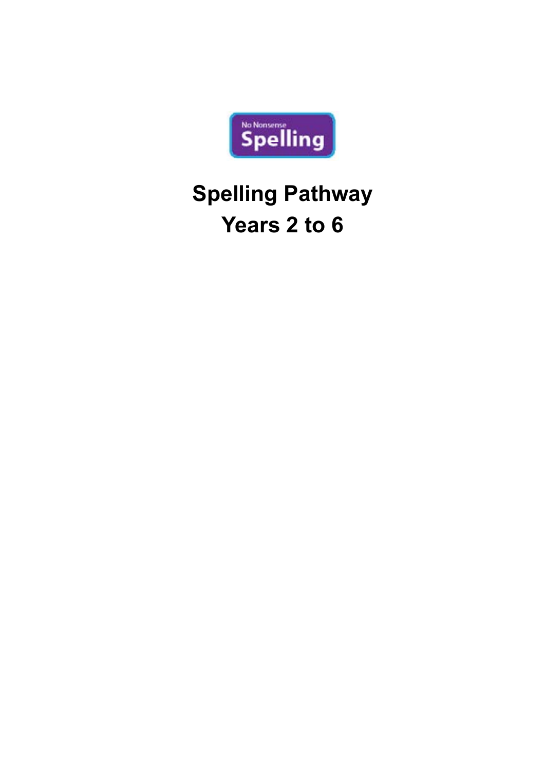No Nonsense Spelling

# Spelling Pathway

# Years 2 to 6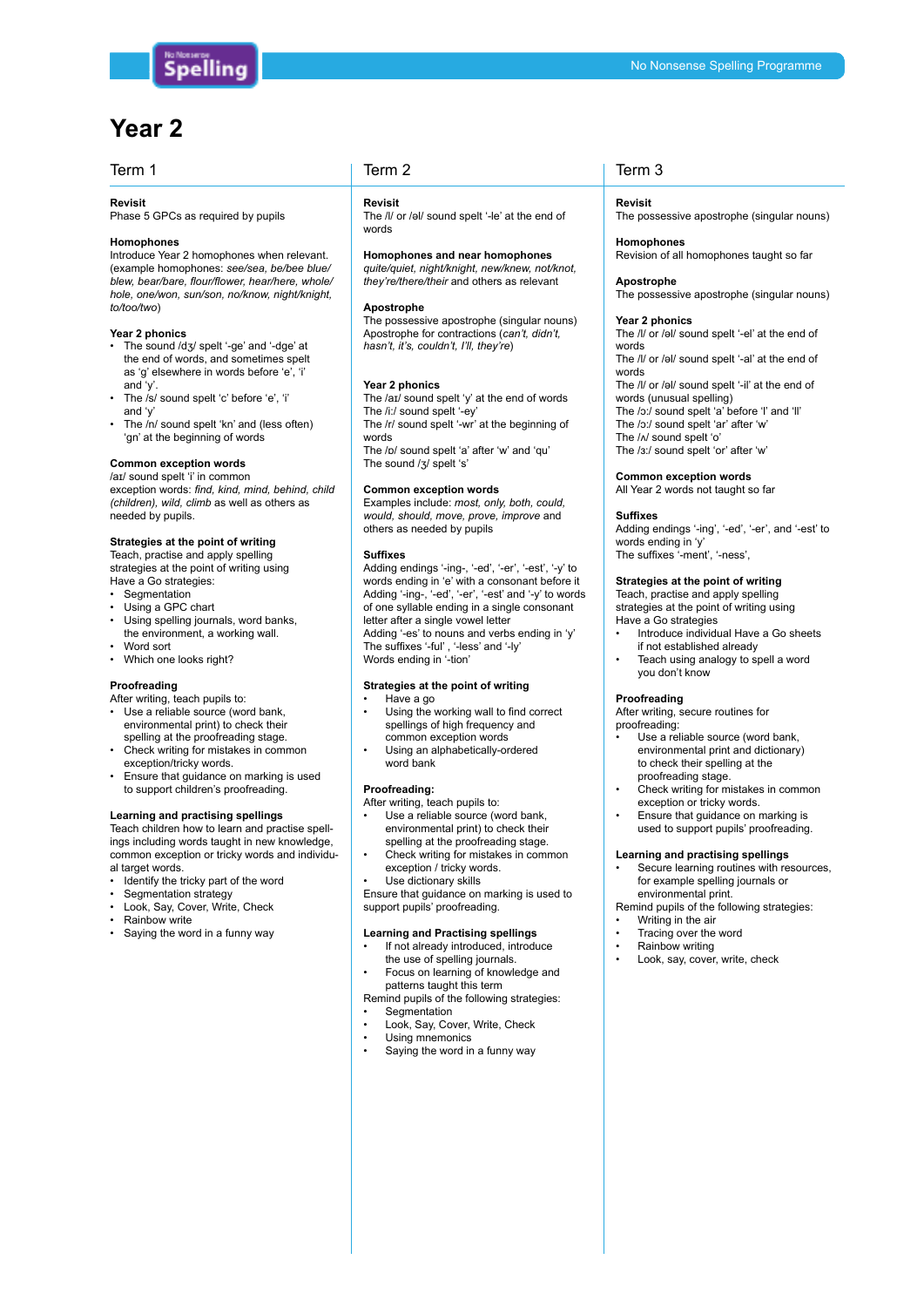# Year 2

## Term 1

**Revisit**
Phase 5 GPCs as required by pupils

**Homophones**
Introduce Year 2 homophones when relevant. (example homophones: *see/sea, be/bee blue/ blew, bear/bare, flour/flower, hear/here, whole/ hole, one/won, sun/son, no/know, night/knight, to/too/two*)

**Year 2 phonics**
- The sound /dʒ/ spelt '-ge' and '-dge' at the end of words, and sometimes spelt as 'g' elsewhere in words before 'e', 'i' and 'y'.
- The /s/ sound spelt 'c' before 'e', 'i' and 'y'
- The /n/ sound spelt 'kn' and (less often) 'gn' at the beginning of words

**Common exception words**
/aɪ/ sound spelt 'i' in common exception words: *find, kind, mind, behind, child (children), wild, climb* as well as others as needed by pupils.

**Strategies at the point of writing**
Teach, practise and apply spelling strategies at the point of writing using Have a Go strategies:
- Segmentation
- Using a GPC chart
- Using spelling journals, word banks, the environment, a working wall.
- Word sort
- Which one looks right?

**Proofreading**
After writing, teach pupils to:
- Use a reliable source (word bank, environmental print) to check their spelling at the proofreading stage.
- Check writing for mistakes in common exception/tricky words.
- Ensure that guidance on marking is used to support children's proofreading.

**Learning and practising spellings**
Teach children how to learn and practise spellings including words taught in new knowledge, common exception or tricky words and individual target words.
- Identify the tricky part of the word
- Segmentation strategy
- Look, Say, Cover, Write, Check
- Rainbow write
- Saying the word in a funny way

## Term 2

**Revisit**
The /l/ or /əl/ sound spelt '-le' at the end of words

**Homophones and near homophones**
*quite/quiet, night/knight, new/knew, not/knot, they're/there/their* and others as relevant

**Apostrophe**
The possessive apostrophe (singular nouns)
Apostrophe for contractions (*can't, didn't, hasn't, it's, couldn't, I'll, they're*)

**Year 2 phonics**
The /aɪ/ sound spelt 'y' at the end of words
The /i:/ sound spelt '-ey'
The /r/ sound spelt '-wr' at the beginning of words
The /ɒ/ sound spelt 'a' after 'w' and 'qu'
The sound /ʒ/ spelt 's'

**Common exception words**
Examples include: *most, only, both, could, would, should, move, prove, improve* and others as needed by pupils

**Suffixes**
Adding endings '-ing-, '-ed', '-er', '-est', '-y' to words ending in 'e' with a consonant before it
Adding '-ing-, '-ed', '-er', '-est' and '-y' to words of one syllable ending in a single consonant letter after a single vowel letter
Adding '-es' to nouns and verbs ending in 'y'
The suffixes '-ful' , '-less' and '-ly'
Words ending in '-tion'

**Strategies at the point of writing**
- Have a go
- Using the working wall to find correct spellings of high frequency and common exception words
- Using an alphabetically-ordered word bank

**Proofreading:**
After writing, teach pupils to:
- Use a reliable source (word bank, environmental print) to check their spelling at the proofreading stage.
- Check writing for mistakes in common exception / tricky words.
- Use dictionary skills

Ensure that guidance on marking is used to support pupils' proofreading.

**Learning and Practising spellings**
- If not already introduced, introduce the use of spelling journals.
- Focus on learning of knowledge and patterns taught this term

Remind pupils of the following strategies:
- Segmentation
- Look, Say, Cover, Write, Check
- Using mnemonics
- Saying the word in a funny way

## Term 3

**Revisit**
The possessive apostrophe (singular nouns)

**Homophones**
Revision of all homophones taught so far

**Apostrophe**
The possessive apostrophe (singular nouns)

**Year 2 phonics**
The /l/ or /əl/ sound spelt '-el' at the end of words
The /l/ or /əl/ sound spelt '-al' at the end of words
The /l/ or /əl/ sound spelt '-il' at the end of words (unusual spelling)
The /ɔ:/ sound spelt 'a' before 'l' and 'll'
The /ɔ:/ sound spelt 'ar' after 'w'
The /ʌ/ sound spelt 'o'
The /ɜ:/ sound spelt 'or' after 'w'

**Common exception words**
All Year 2 words not taught so far

**Suffixes**
Adding endings '-ing', '-ed', '-er', and '-est' to words ending in 'y'
The suffixes '-ment', '-ness',

**Strategies at the point of writing**
Teach, practise and apply spelling strategies at the point of writing using Have a Go strategies
- Introduce individual Have a Go sheets if not established already
- Teach using analogy to spell a word you don't know

**Proofreading**
After writing, secure routines for proofreading:
- Use a reliable source (word bank, environmental print and dictionary) to check their spelling at the proofreading stage.
- Check writing for mistakes in common exception or tricky words.
- Ensure that guidance on marking is used to support pupils' proofreading.

**Learning and practising spellings**
- Secure learning routines with resources, for example spelling journals or environmental print.

Remind pupils of the following strategies:
- Writing in the air
- Tracing over the word
- Rainbow writing
- Look, say, cover, write, check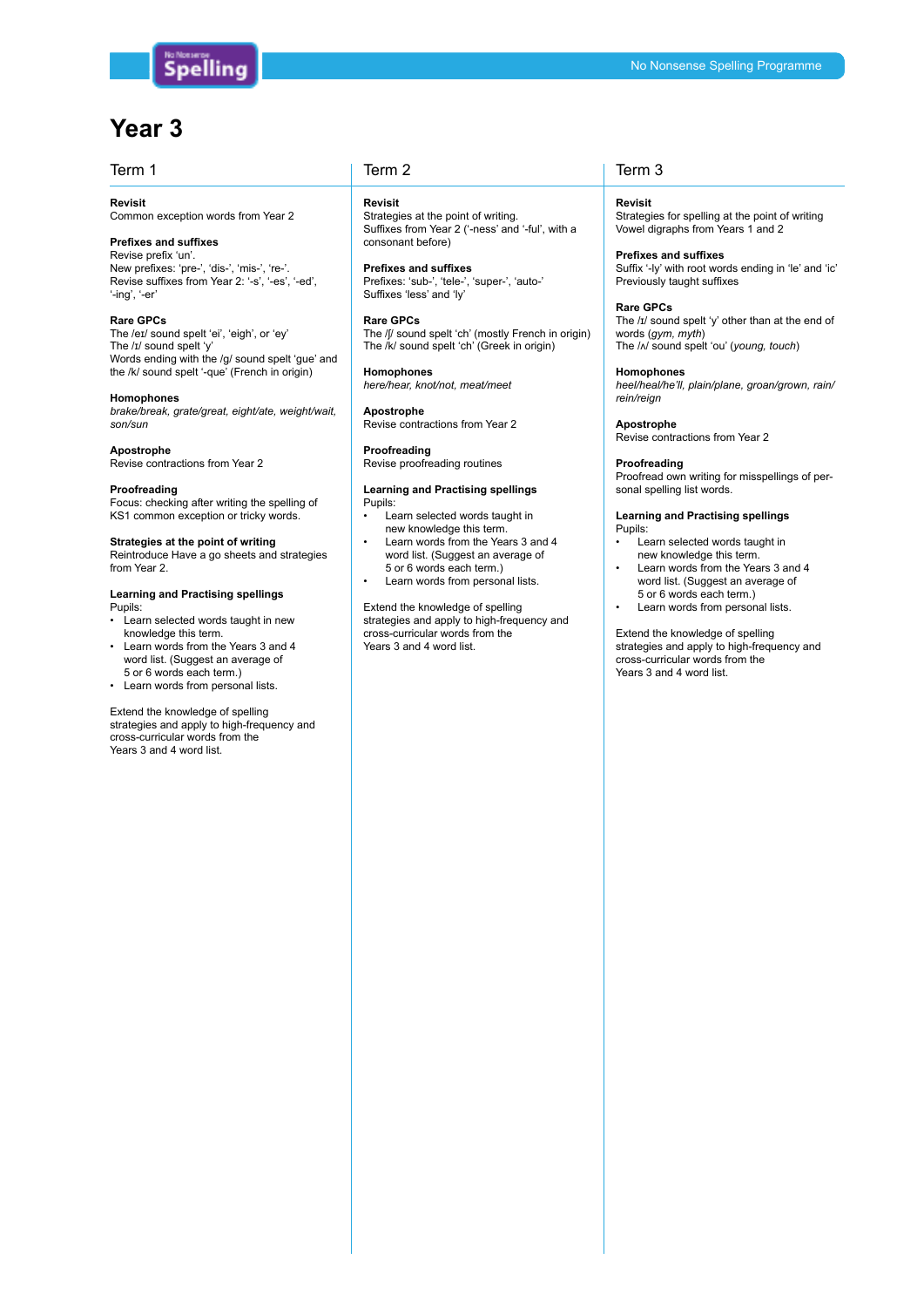# Year 3

## Term 1

**Revisit**
Common exception words from Year 2

**Prefixes and suffixes**
Revise prefix 'un'.
New prefixes: 'pre-', 'dis-', 'mis-', 're-'.
Revise suffixes from Year 2: '-s', '-es', '-ed', '-ing', '-er'

**Rare GPCs**
The /eɪ/ sound spelt 'ei', 'eigh', or 'ey'
The /ɪ/ sound spelt 'y'
Words ending with the /g/ sound spelt 'gue' and the /k/ sound spelt '-que' (French in origin)

**Homophones**
*brake/break, grate/great, eight/ate, weight/wait, son/sun*

**Apostrophe**
Revise contractions from Year 2

**Proofreading**
Focus: checking after writing the spelling of KS1 common exception or tricky words.

**Strategies at the point of writing**
Reintroduce Have a go sheets and strategies from Year 2.

**Learning and Practising spellings**
Pupils:

- Learn selected words taught in new knowledge this term.
- Learn words from the Years 3 and 4 word list. (Suggest an average of 5 or 6 words each term.)
- Learn words from personal lists.

Extend the knowledge of spelling strategies and apply to high-frequency and cross-curricular words from the Years 3 and 4 word list.

## Term 2

**Revisit**
Strategies at the point of writing.
Suffixes from Year 2 ('-ness' and '-ful', with a consonant before)

**Prefixes and suffixes**
Prefixes: 'sub-', 'tele-', 'super-', 'auto-'
Suffixes 'less' and 'ly'

**Rare GPCs**
The /ʃ/ sound spelt 'ch' (mostly French in origin)
The /k/ sound spelt 'ch' (Greek in origin)

**Homophones**
*here/hear, knot/not, meat/meet*

**Apostrophe**
Revise contractions from Year 2

**Proofreading**
Revise proofreading routines

**Learning and Practising spellings**
Pupils:

- Learn selected words taught in new knowledge this term.
- Learn words from the Years 3 and 4 word list. (Suggest an average of 5 or 6 words each term.)
- Learn words from personal lists.

Extend the knowledge of spelling strategies and apply to high-frequency and cross-curricular words from the Years 3 and 4 word list.

## Term 3

**Revisit**
Strategies for spelling at the point of writing
Vowel digraphs from Years 1 and 2

**Prefixes and suffixes**
Suffix '-ly' with root words ending in 'le' and 'ic'
Previously taught suffixes

**Rare GPCs**
The /ɪ/ sound spelt 'y' other than at the end of words (*gym, myth*)
The /ʌ/ sound spelt 'ou' (*young, touch*)

**Homophones**
*heel/heal/he'll, plain/plane, groan/grown, rain/rein/reign*

**Apostrophe**
Revise contractions from Year 2

**Proofreading**
Proofread own writing for misspellings of personal spelling list words.

**Learning and Practising spellings**
Pupils:

- Learn selected words taught in new knowledge this term.
- Learn words from the Years 3 and 4 word list. (Suggest an average of 5 or 6 words each term.)
- Learn words from personal lists.

Extend the knowledge of spelling strategies and apply to high-frequency and cross-curricular words from the Years 3 and 4 word list.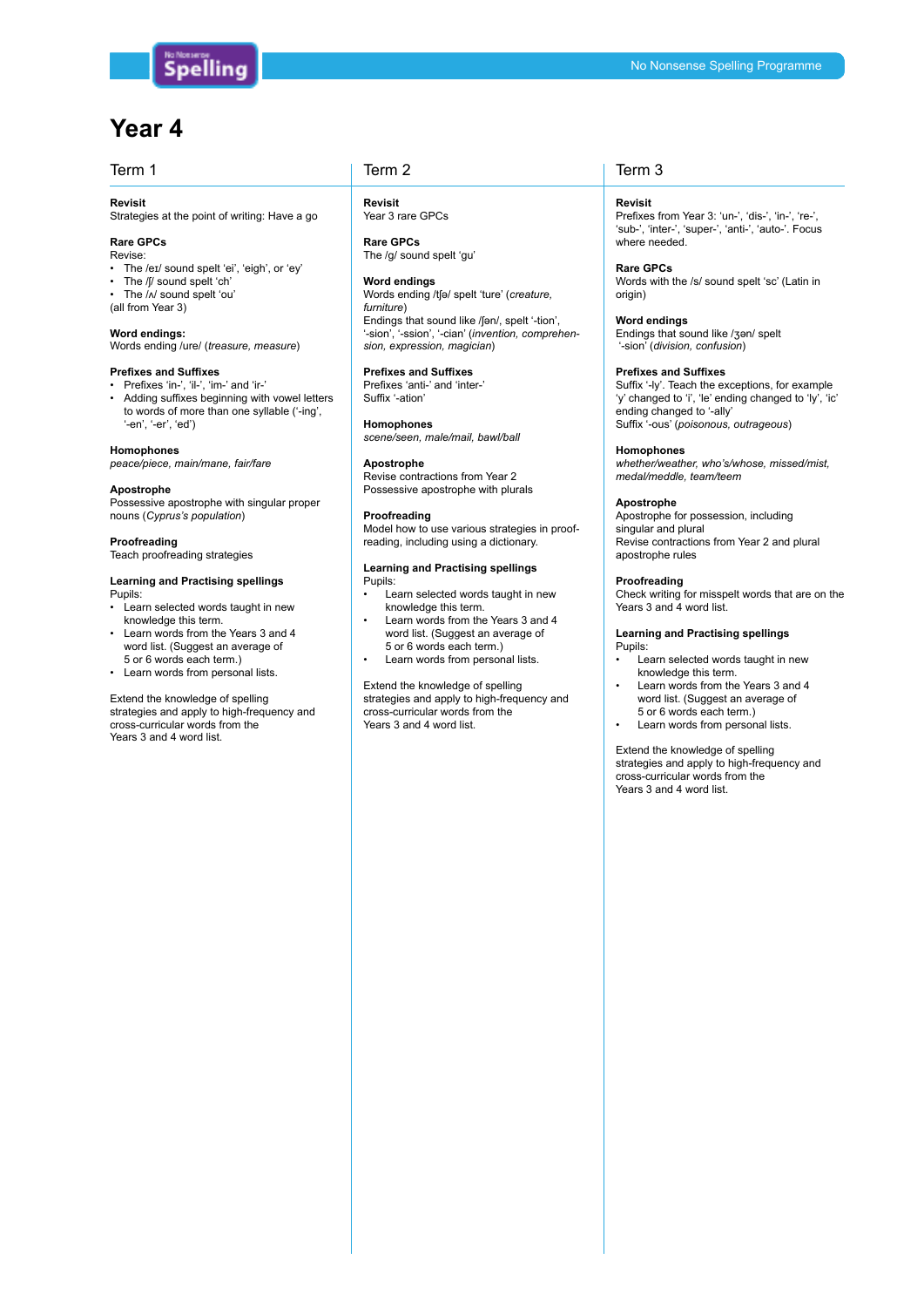# Year 4

## Term 1

**Revisit**
Strategies at the point of writing: Have a go

**Rare GPCs**
Revise:

- The /eɪ/ sound spelt 'ei', 'eigh', or 'ey'
- The /ʃ/ sound spelt 'ch'
- The /ʌ/ sound spelt 'ou'

(all from Year 3)

**Word endings:**
Words ending /ure/ (*treasure, measure*)

**Prefixes and Suffixes**

- Prefixes 'in-', 'il-', 'im-' and 'ir-'
- Adding suffixes beginning with vowel letters to words of more than one syllable ('-ing', '-en', '-er', 'ed')

**Homophones**
*peace/piece, main/mane, fair/fare*

**Apostrophe**
Possessive apostrophe with singular proper nouns (*Cyprus's population*)

**Proofreading**
Teach proofreading strategies

**Learning and Practising spellings**
Pupils:

- Learn selected words taught in new knowledge this term.
- Learn words from the Years 3 and 4 word list. (Suggest an average of 5 or 6 words each term.)
- Learn words from personal lists.

Extend the knowledge of spelling strategies and apply to high-frequency and cross-curricular words from the Years 3 and 4 word list.

## Term 2

**Revisit**
Year 3 rare GPCs

**Rare GPCs**
The /g/ sound spelt 'gu'

**Word endings**
Words ending /tʃə/ spelt 'ture' (*creature, furniture*)
Endings that sound like /ʃən/, spelt '-tion', '-sion', '-ssion', '-cian' (*invention, comprehension, expression, magician*)

**Prefixes and Suffixes**
Prefixes 'anti-' and 'inter-'
Suffix '-ation'

**Homophones**
*scene/seen, male/mail, bawl/ball*

**Apostrophe**
Revise contractions from Year 2
Possessive apostrophe with plurals

**Proofreading**
Model how to use various strategies in proofreading, including using a dictionary.

**Learning and Practising spellings**
Pupils:

- Learn selected words taught in new knowledge this term.
- Learn words from the Years 3 and 4 word list. (Suggest an average of 5 or 6 words each term.)
- Learn words from personal lists.

Extend the knowledge of spelling strategies and apply to high-frequency and cross-curricular words from the Years 3 and 4 word list.

## Term 3

**Revisit**
Prefixes from Year 3: 'un-', 'dis-', 'in-', 're-', 'sub-', 'inter-', 'super-', 'anti-', 'auto-'. Focus where needed.

**Rare GPCs**
Words with the /s/ sound spelt 'sc' (Latin in origin)

**Word endings**
Endings that sound like /ʒən/ spelt '-sion' (*division, confusion*)

**Prefixes and Suffixes**
Suffix '-ly'. Teach the exceptions, for example 'y' changed to 'i', 'le' ending changed to 'ly', 'ic' ending changed to '-ally'
Suffix '-ous' (*poisonous, outrageous*)

**Homophones**
*whether/weather, who's/whose, missed/mist, medal/meddle, team/teem*

**Apostrophe**
Apostrophe for possession, including singular and plural
Revise contractions from Year 2 and plural apostrophe rules

**Proofreading**
Check writing for misspelt words that are on the Years 3 and 4 word list.

**Learning and Practising spellings**
Pupils:

- Learn selected words taught in new knowledge this term.
- Learn words from the Years 3 and 4 word list. (Suggest an average of 5 or 6 words each term.)
- Learn words from personal lists.

Extend the knowledge of spelling strategies and apply to high-frequency and cross-curricular words from the Years 3 and 4 word list.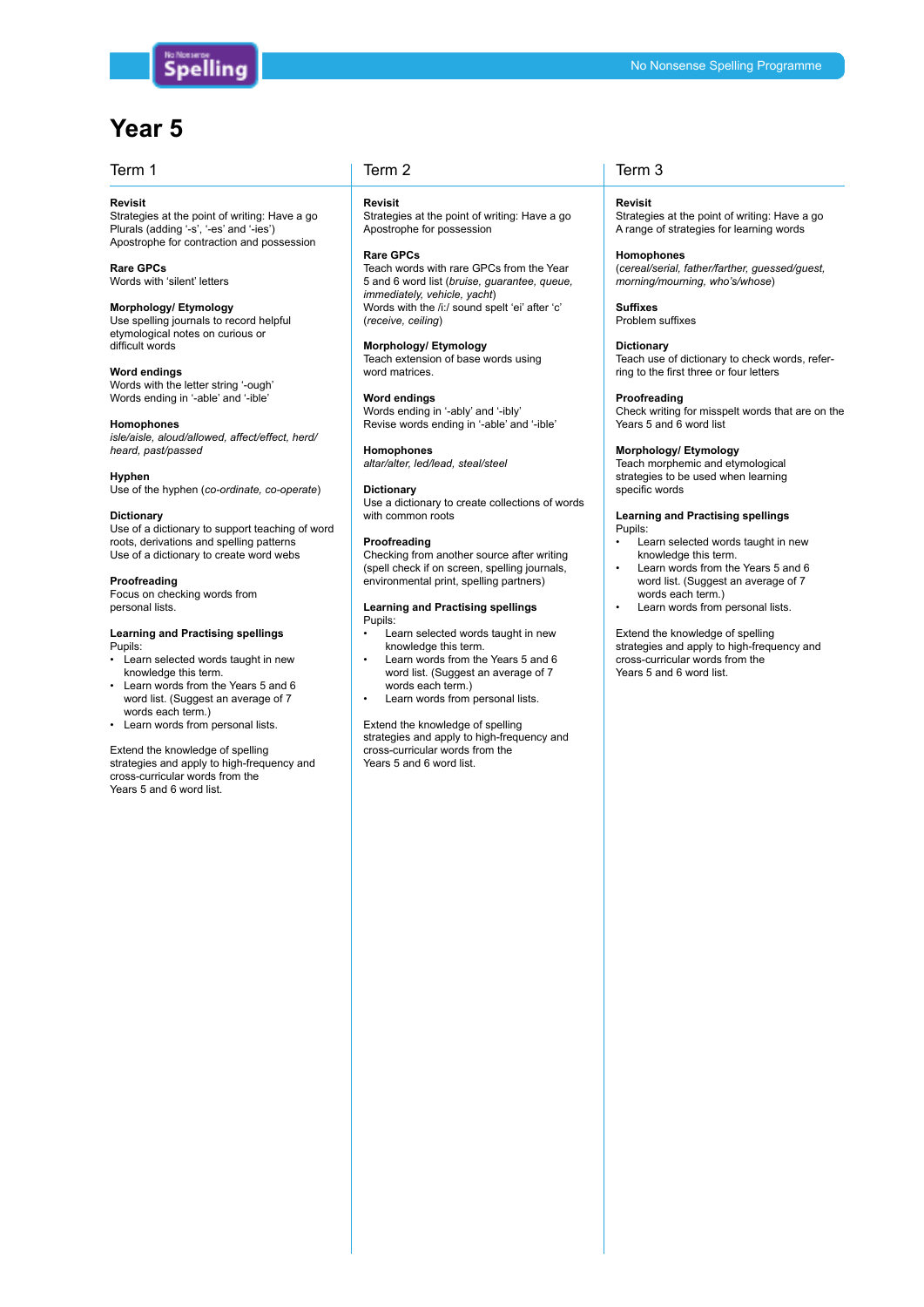# Year 5

## Term 1

**Revisit**
Strategies at the point of writing: Have a go
Plurals (adding '-s', '-es' and '-ies')
Apostrophe for contraction and possession

**Rare GPCs**
Words with 'silent' letters

**Morphology/ Etymology**
Use spelling journals to record helpful etymological notes on curious or difficult words

**Word endings**
Words with the letter string '-ough'
Words ending in '-able' and '-ible'

**Homophones**
*isle/aisle, aloud/allowed, affect/effect, herd/heard, past/passed*

**Hyphen**
Use of the hyphen (*co-ordinate, co-operate*)

**Dictionary**
Use of a dictionary to support teaching of word roots, derivations and spelling patterns
Use of a dictionary to create word webs

**Proofreading**
Focus on checking words from personal lists.

**Learning and Practising spellings**
Pupils:

- Learn selected words taught in new knowledge this term.
- Learn words from the Years 5 and 6 word list. (Suggest an average of 7 words each term.)
- Learn words from personal lists.

Extend the knowledge of spelling strategies and apply to high-frequency and cross-curricular words from the Years 5 and 6 word list.

## Term 2

**Revisit**
Strategies at the point of writing: Have a go
Apostrophe for possession

**Rare GPCs**
Teach words with rare GPCs from the Year 5 and 6 word list (*bruise, guarantee, queue, immediately, vehicle, yacht*)
Words with the /i:/ sound spelt 'ei' after 'c' (*receive, ceiling*)

**Morphology/ Etymology**
Teach extension of base words using word matrices.

**Word endings**
Words ending in '-ably' and '-ibly'
Revise words ending in '-able' and '-ible'

**Homophones**
*altar/alter, led/lead, steal/steel*

**Dictionary**
Use a dictionary to create collections of words with common roots

**Proofreading**
Checking from another source after writing (spell check if on screen, spelling journals, environmental print, spelling partners)

**Learning and Practising spellings**
Pupils:

- Learn selected words taught in new knowledge this term.
- Learn words from the Years 5 and 6 word list. (Suggest an average of 7 words each term.)
- Learn words from personal lists.

Extend the knowledge of spelling strategies and apply to high-frequency and cross-curricular words from the Years 5 and 6 word list.

## Term 3

**Revisit**
Strategies at the point of writing: Have a go
A range of strategies for learning words

**Homophones**
(*cereal/serial, father/farther, guessed/guest, morning/mourning, who's/whose*)

**Suffixes**
Problem suffixes

**Dictionary**
Teach use of dictionary to check words, referring to the first three or four letters

**Proofreading**
Check writing for misspelt words that are on the Years 5 and 6 word list

**Morphology/ Etymology**
Teach morphemic and etymological strategies to be used when learning specific words

**Learning and Practising spellings**
Pupils:

- Learn selected words taught in new knowledge this term.
- Learn words from the Years 5 and 6 word list. (Suggest an average of 7 words each term.)
- Learn words from personal lists.

Extend the knowledge of spelling strategies and apply to high-frequency and cross-curricular words from the Years 5 and 6 word list.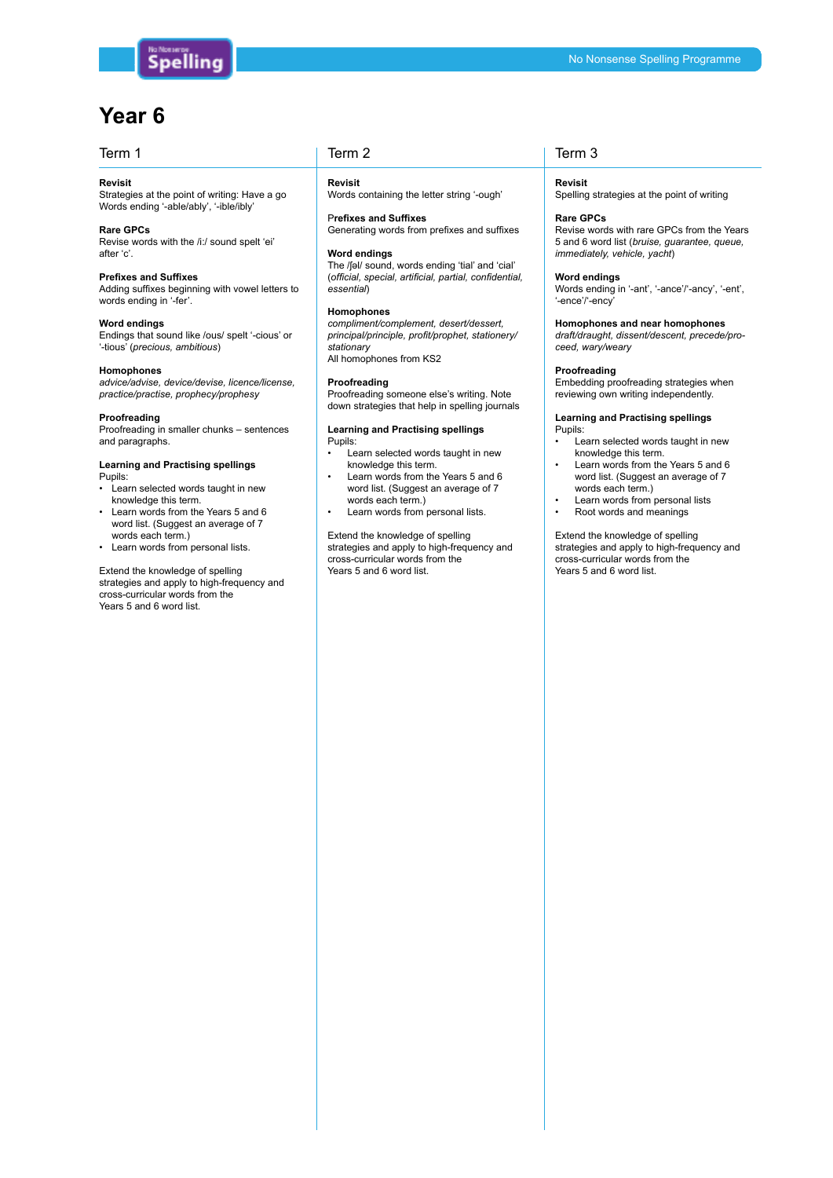# Year 6

## Term 1

**Revisit**
Strategies at the point of writing: Have a go
Words ending '-able/ably', '-ible/ibly'

**Rare GPCs**
Revise words with the /i:/ sound spelt 'ei' after 'c'.

**Prefixes and Suffixes**
Adding suffixes beginning with vowel letters to words ending in '-fer'.

**Word endings**
Endings that sound like /ous/ spelt '-cious' or '-tious' (*precious, ambitious*)

**Homophones**
*advice/advise, device/devise, licence/license, practice/practise, prophecy/prophesy*

**Proofreading**
Proofreading in smaller chunks – sentences and paragraphs.

**Learning and Practising spellings**
Pupils:

- Learn selected words taught in new knowledge this term.
- Learn words from the Years 5 and 6 word list. (Suggest an average of 7 words each term.)
- Learn words from personal lists.

Extend the knowledge of spelling strategies and apply to high-frequency and cross-curricular words from the Years 5 and 6 word list.

## Term 2

**Revisit**
Words containing the letter string '-ough'

**Prefixes and Suffixes**
Generating words from prefixes and suffixes

**Word endings**
The /ʃəl/ sound, words ending 'tial' and 'cial' (*official, special, artificial, partial, confidential, essential*)

**Homophones**
*compliment/complement, desert/dessert, principal/principle, profit/prophet, stationery/stationary*
All homophones from KS2

**Proofreading**
Proofreading someone else's writing. Note down strategies that help in spelling journals

**Learning and Practising spellings**
Pupils:

- Learn selected words taught in new knowledge this term.
- Learn words from the Years 5 and 6 word list. (Suggest an average of 7 words each term.)
- Learn words from personal lists.

Extend the knowledge of spelling strategies and apply to high-frequency and cross-curricular words from the Years 5 and 6 word list.

## Term 3

**Revisit**
Spelling strategies at the point of writing

**Rare GPCs**
Revise words with rare GPCs from the Years 5 and 6 word list (*bruise, guarantee, queue, immediately, vehicle, yacht*)

**Word endings**
Words ending in '-ant', '-ance'/'-ancy', '-ent', '-ence'/'-ency'

**Homophones and near homophones**
*draft/draught, dissent/descent, precede/proceed, wary/weary*

**Proofreading**
Embedding proofreading strategies when reviewing own writing independently.

**Learning and Practising spellings**
Pupils:

- Learn selected words taught in new knowledge this term.
- Learn words from the Years 5 and 6 word list. (Suggest an average of 7 words each term.)
- Learn words from personal lists
- Root words and meanings

Extend the knowledge of spelling strategies and apply to high-frequency and cross-curricular words from the Years 5 and 6 word list.